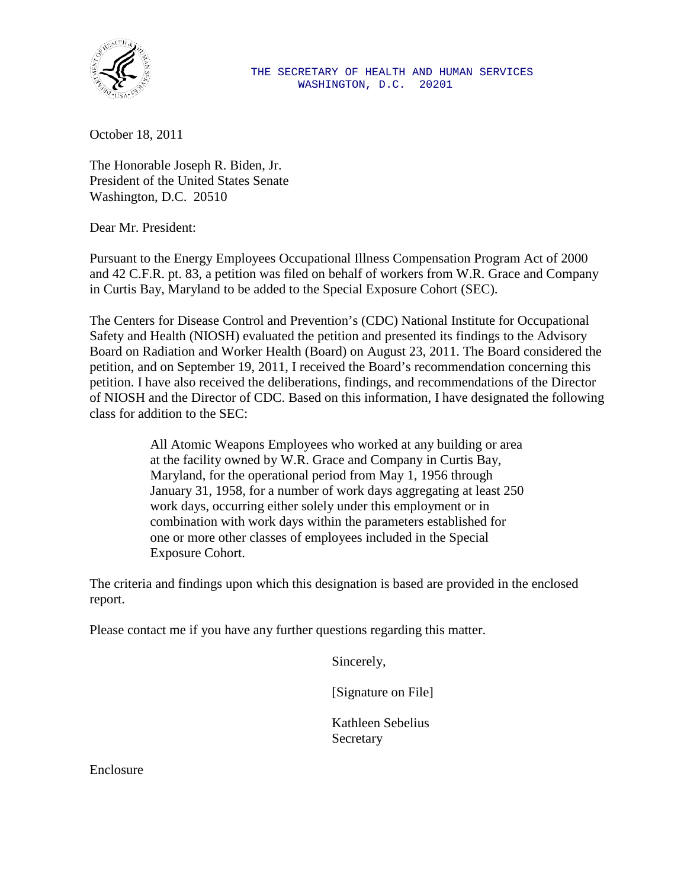THE SECRETARY OF HEALTH AND HUMAN SERVICES
WASHINGTON, D.C. 20201

October 18, 2011

The Honorable Joseph R. Biden, Jr.
President of the United States Senate
Washington, D.C. 20510

Dear Mr. President:

Pursuant to the Energy Employees Occupational Illness Compensation Program Act of 2000 and 42 C.F.R. pt. 83, a petition was filed on behalf of workers from W.R. Grace and Company in Curtis Bay, Maryland to be added to the Special Exposure Cohort (SEC).

The Centers for Disease Control and Prevention's (CDC) National Institute for Occupational Safety and Health (NIOSH) evaluated the petition and presented its findings to the Advisory Board on Radiation and Worker Health (Board) on August 23, 2011. The Board considered the petition, and on September 19, 2011, I received the Board's recommendation concerning this petition. I have also received the deliberations, findings, and recommendations of the Director of NIOSH and the Director of CDC. Based on this information, I have designated the following class for addition to the SEC:

> All Atomic Weapons Employees who worked at any building or area at the facility owned by W.R. Grace and Company in Curtis Bay, Maryland, for the operational period from May 1, 1956 through January 31, 1958, for a number of work days aggregating at least 250 work days, occurring either solely under this employment or in combination with work days within the parameters established for one or more other classes of employees included in the Special Exposure Cohort.

The criteria and findings upon which this designation is based are provided in the enclosed report.

Please contact me if you have any further questions regarding this matter.

Sincerely,

[Signature on File]

Kathleen Sebelius
Secretary

Enclosure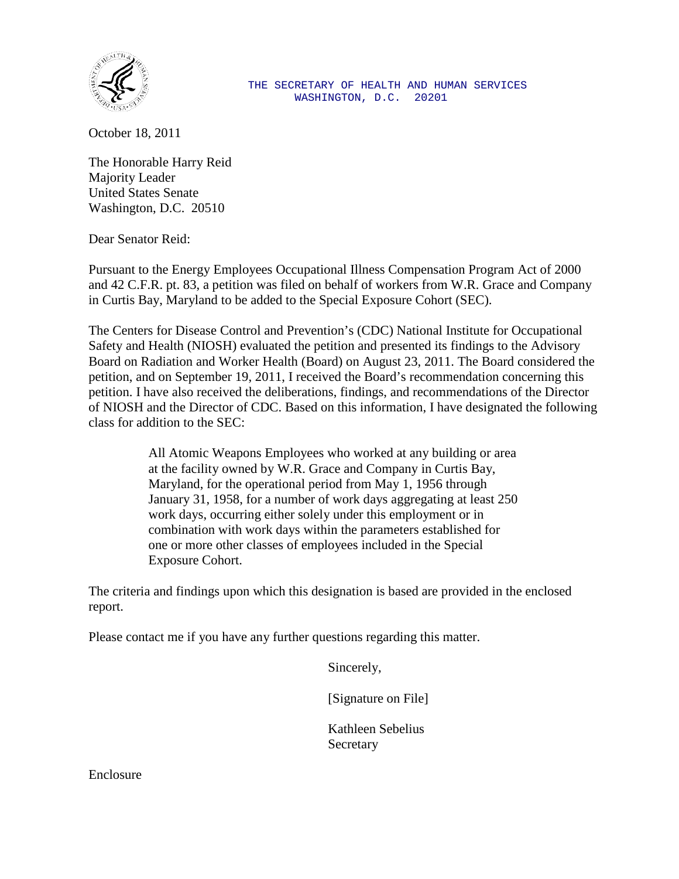THE SECRETARY OF HEALTH AND HUMAN SERVICES
WASHINGTON, D.C. 20201

October 18, 2011

The Honorable Harry Reid
Majority Leader
United States Senate
Washington, D.C. 20510

Dear Senator Reid:

Pursuant to the Energy Employees Occupational Illness Compensation Program Act of 2000 and 42 C.F.R. pt. 83, a petition was filed on behalf of workers from W.R. Grace and Company in Curtis Bay, Maryland to be added to the Special Exposure Cohort (SEC).

The Centers for Disease Control and Prevention's (CDC) National Institute for Occupational Safety and Health (NIOSH) evaluated the petition and presented its findings to the Advisory Board on Radiation and Worker Health (Board) on August 23, 2011. The Board considered the petition, and on September 19, 2011, I received the Board's recommendation concerning this petition. I have also received the deliberations, findings, and recommendations of the Director of NIOSH and the Director of CDC. Based on this information, I have designated the following class for addition to the SEC:

> All Atomic Weapons Employees who worked at any building or area at the facility owned by W.R. Grace and Company in Curtis Bay, Maryland, for the operational period from May 1, 1956 through January 31, 1958, for a number of work days aggregating at least 250 work days, occurring either solely under this employment or in combination with work days within the parameters established for one or more other classes of employees included in the Special Exposure Cohort.

The criteria and findings upon which this designation is based are provided in the enclosed report.

Please contact me if you have any further questions regarding this matter.

Sincerely,

[Signature on File]

Kathleen Sebelius
Secretary

Enclosure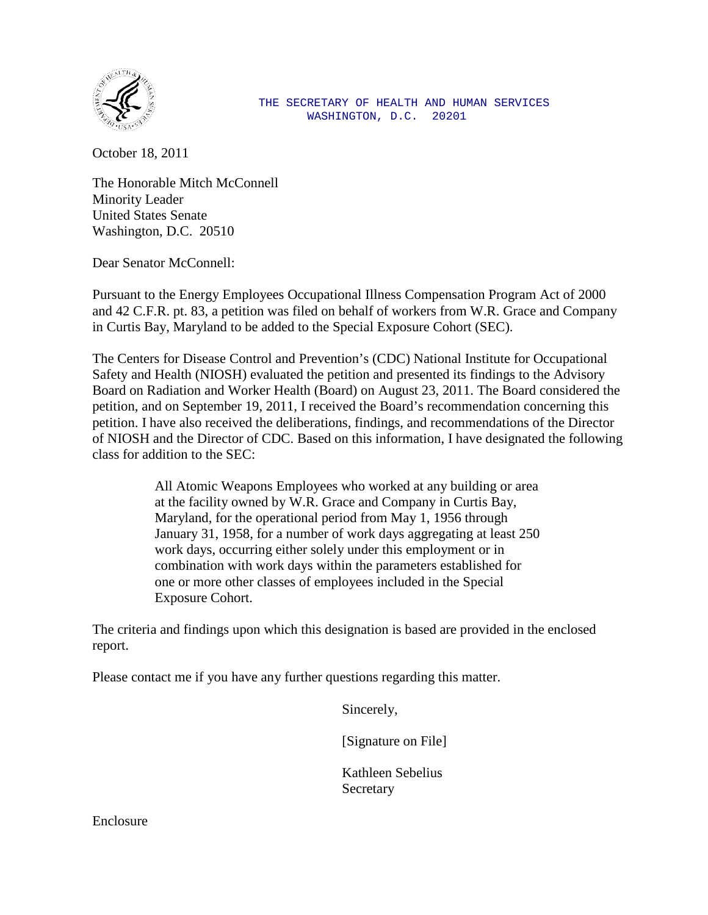THE SECRETARY OF HEALTH AND HUMAN SERVICES
WASHINGTON, D.C. 20201

October 18, 2011

The Honorable Mitch McConnell
Minority Leader
United States Senate
Washington, D.C. 20510

Dear Senator McConnell:

Pursuant to the Energy Employees Occupational Illness Compensation Program Act of 2000 and 42 C.F.R. pt. 83, a petition was filed on behalf of workers from W.R. Grace and Company in Curtis Bay, Maryland to be added to the Special Exposure Cohort (SEC).

The Centers for Disease Control and Prevention's (CDC) National Institute for Occupational Safety and Health (NIOSH) evaluated the petition and presented its findings to the Advisory Board on Radiation and Worker Health (Board) on August 23, 2011. The Board considered the petition, and on September 19, 2011, I received the Board's recommendation concerning this petition. I have also received the deliberations, findings, and recommendations of the Director of NIOSH and the Director of CDC. Based on this information, I have designated the following class for addition to the SEC:

> All Atomic Weapons Employees who worked at any building or area at the facility owned by W.R. Grace and Company in Curtis Bay, Maryland, for the operational period from May 1, 1956 through January 31, 1958, for a number of work days aggregating at least 250 work days, occurring either solely under this employment or in combination with work days within the parameters established for one or more other classes of employees included in the Special Exposure Cohort.

The criteria and findings upon which this designation is based are provided in the enclosed report.

Please contact me if you have any further questions regarding this matter.

Sincerely,

[Signature on File]

Kathleen Sebelius
Secretary

Enclosure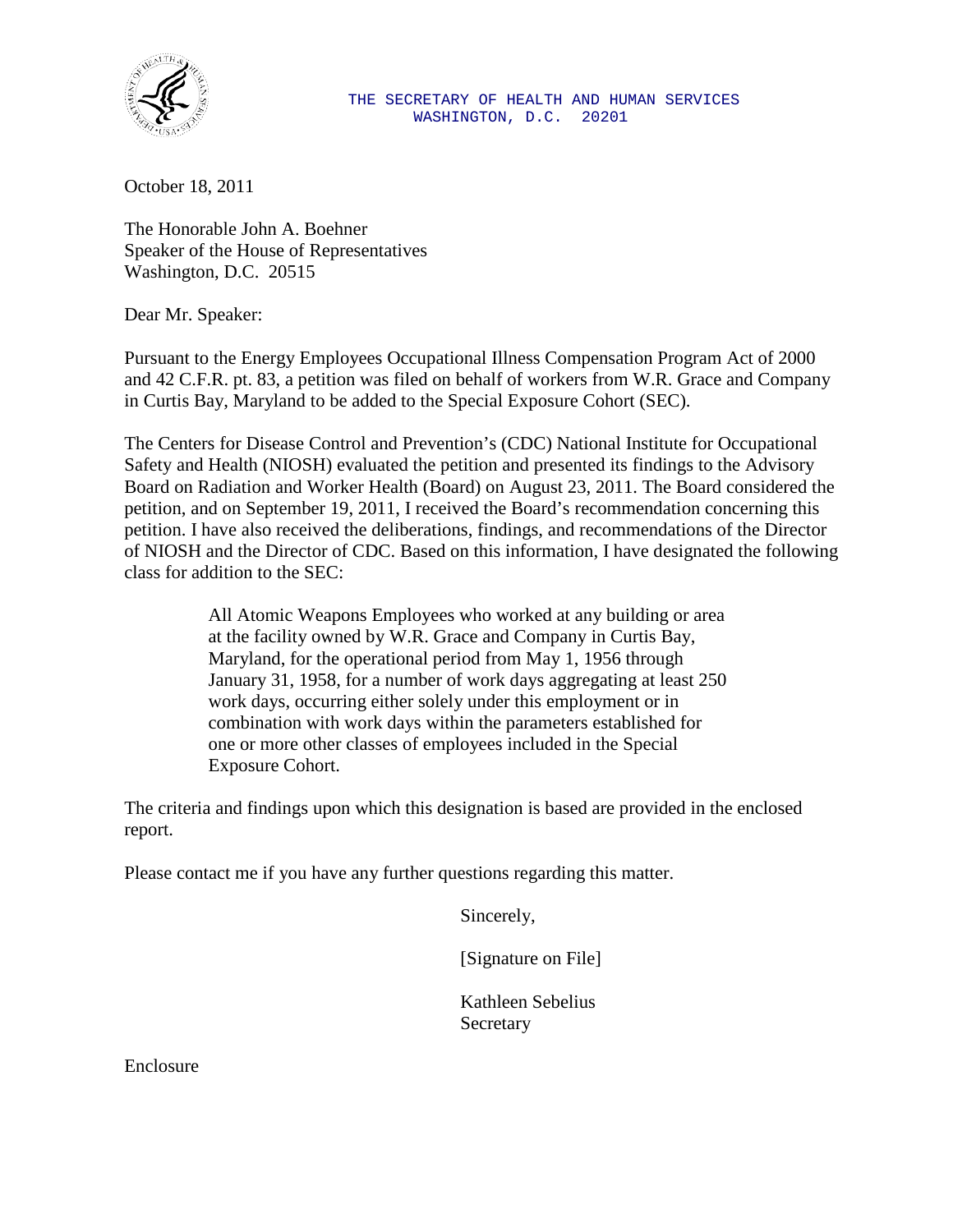THE SECRETARY OF HEALTH AND HUMAN SERVICES
WASHINGTON, D.C. 20201

October 18, 2011

The Honorable John A. Boehner
Speaker of the House of Representatives
Washington, D.C. 20515

Dear Mr. Speaker:

Pursuant to the Energy Employees Occupational Illness Compensation Program Act of 2000 and 42 C.F.R. pt. 83, a petition was filed on behalf of workers from W.R. Grace and Company in Curtis Bay, Maryland to be added to the Special Exposure Cohort (SEC).

The Centers for Disease Control and Prevention's (CDC) National Institute for Occupational Safety and Health (NIOSH) evaluated the petition and presented its findings to the Advisory Board on Radiation and Worker Health (Board) on August 23, 2011. The Board considered the petition, and on September 19, 2011, I received the Board's recommendation concerning this petition. I have also received the deliberations, findings, and recommendations of the Director of NIOSH and the Director of CDC. Based on this information, I have designated the following class for addition to the SEC:

> All Atomic Weapons Employees who worked at any building or area at the facility owned by W.R. Grace and Company in Curtis Bay, Maryland, for the operational period from May 1, 1956 through January 31, 1958, for a number of work days aggregating at least 250 work days, occurring either solely under this employment or in combination with work days within the parameters established for one or more other classes of employees included in the Special Exposure Cohort.

The criteria and findings upon which this designation is based are provided in the enclosed report.

Please contact me if you have any further questions regarding this matter.

Sincerely,

[Signature on File]

Kathleen Sebelius
Secretary

Enclosure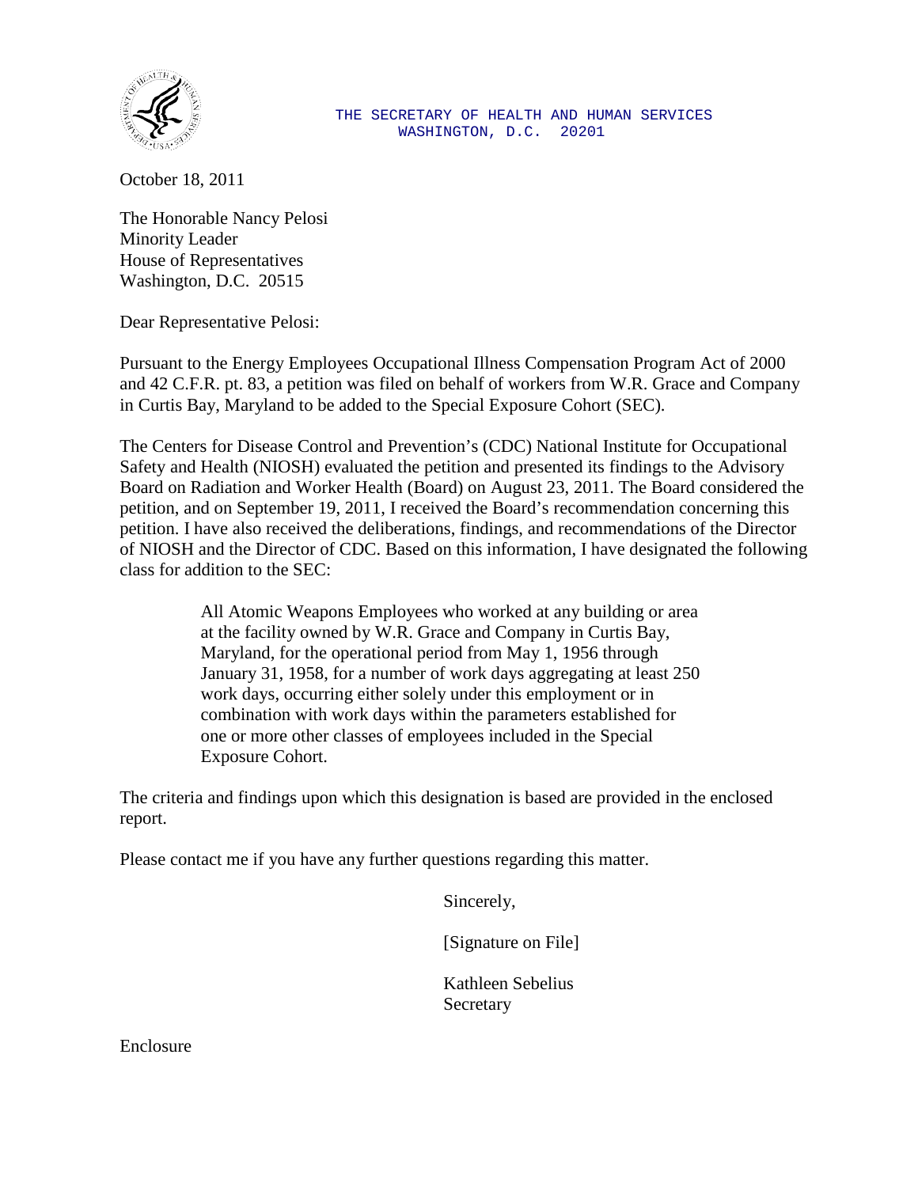THE SECRETARY OF HEALTH AND HUMAN SERVICES
WASHINGTON, D.C. 20201

October 18, 2011

The Honorable Nancy Pelosi
Minority Leader
House of Representatives
Washington, D.C. 20515

Dear Representative Pelosi:

Pursuant to the Energy Employees Occupational Illness Compensation Program Act of 2000 and 42 C.F.R. pt. 83, a petition was filed on behalf of workers from W.R. Grace and Company in Curtis Bay, Maryland to be added to the Special Exposure Cohort (SEC).

The Centers for Disease Control and Prevention's (CDC) National Institute for Occupational Safety and Health (NIOSH) evaluated the petition and presented its findings to the Advisory Board on Radiation and Worker Health (Board) on August 23, 2011. The Board considered the petition, and on September 19, 2011, I received the Board's recommendation concerning this petition. I have also received the deliberations, findings, and recommendations of the Director of NIOSH and the Director of CDC. Based on this information, I have designated the following class for addition to the SEC:

> All Atomic Weapons Employees who worked at any building or area at the facility owned by W.R. Grace and Company in Curtis Bay, Maryland, for the operational period from May 1, 1956 through January 31, 1958, for a number of work days aggregating at least 250 work days, occurring either solely under this employment or in combination with work days within the parameters established for one or more other classes of employees included in the Special Exposure Cohort.

The criteria and findings upon which this designation is based are provided in the enclosed report.

Please contact me if you have any further questions regarding this matter.

Sincerely,

[Signature on File]

Kathleen Sebelius
Secretary

Enclosure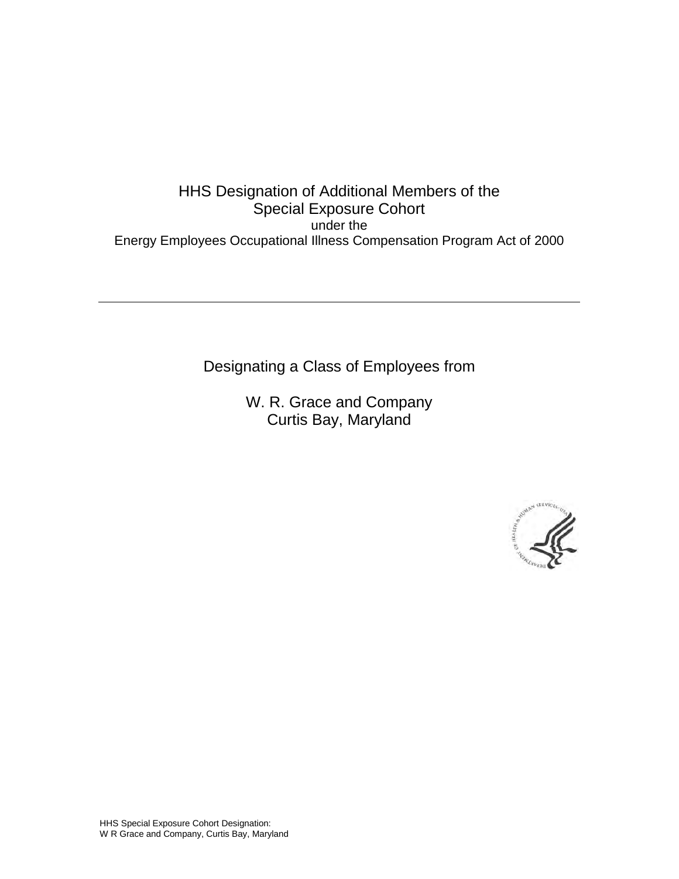# HHS Designation of Additional Members of the Special Exposure Cohort

under the

Energy Employees Occupational Illness Compensation Program Act of 2000

---

## Designating a Class of Employees from

## W. R. Grace and Company
## Curtis Bay, Maryland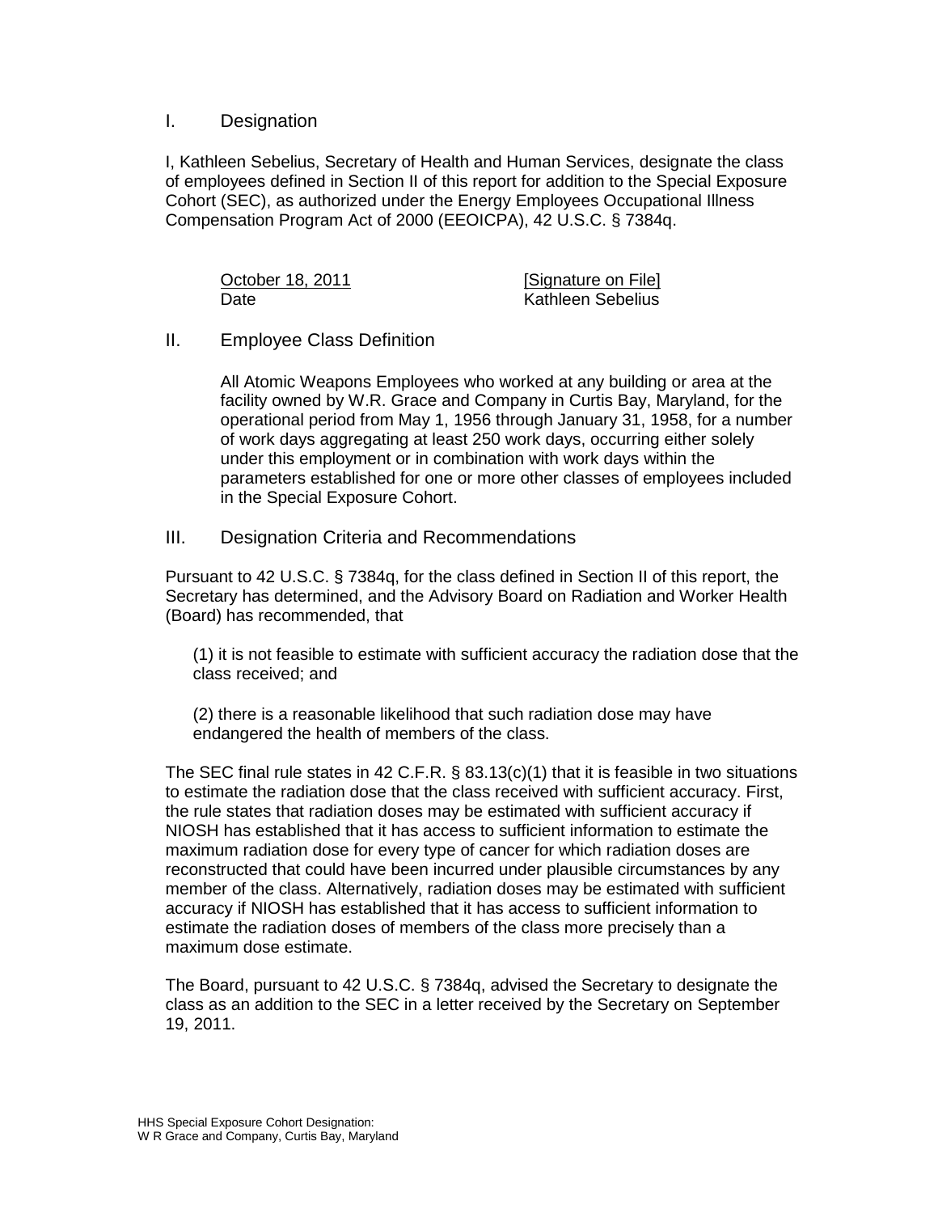## I. Designation

I, Kathleen Sebelius, Secretary of Health and Human Services, designate the class of employees defined in Section II of this report for addition to the Special Exposure Cohort (SEC), as authorized under the Energy Employees Occupational Illness Compensation Program Act of 2000 (EEOICPA), 42 U.S.C. § 7384q.

| October 18, 2011 | [Signature on File] |
|---|---|
| Date | Kathleen Sebelius |

## II. Employee Class Definition

All Atomic Weapons Employees who worked at any building or area at the facility owned by W.R. Grace and Company in Curtis Bay, Maryland, for the operational period from May 1, 1956 through January 31, 1958, for a number of work days aggregating at least 250 work days, occurring either solely under this employment or in combination with work days within the parameters established for one or more other classes of employees included in the Special Exposure Cohort.

## III. Designation Criteria and Recommendations

Pursuant to 42 U.S.C. § 7384q, for the class defined in Section II of this report, the Secretary has determined, and the Advisory Board on Radiation and Worker Health (Board) has recommended, that

(1) it is not feasible to estimate with sufficient accuracy the radiation dose that the class received; and

(2) there is a reasonable likelihood that such radiation dose may have endangered the health of members of the class.

The SEC final rule states in 42 C.F.R. § 83.13(c)(1) that it is feasible in two situations to estimate the radiation dose that the class received with sufficient accuracy. First, the rule states that radiation doses may be estimated with sufficient accuracy if NIOSH has established that it has access to sufficient information to estimate the maximum radiation dose for every type of cancer for which radiation doses are reconstructed that could have been incurred under plausible circumstances by any member of the class. Alternatively, radiation doses may be estimated with sufficient accuracy if NIOSH has established that it has access to sufficient information to estimate the radiation doses of members of the class more precisely than a maximum dose estimate.

The Board, pursuant to 42 U.S.C. § 7384q, advised the Secretary to designate the class as an addition to the SEC in a letter received by the Secretary on September 19, 2011.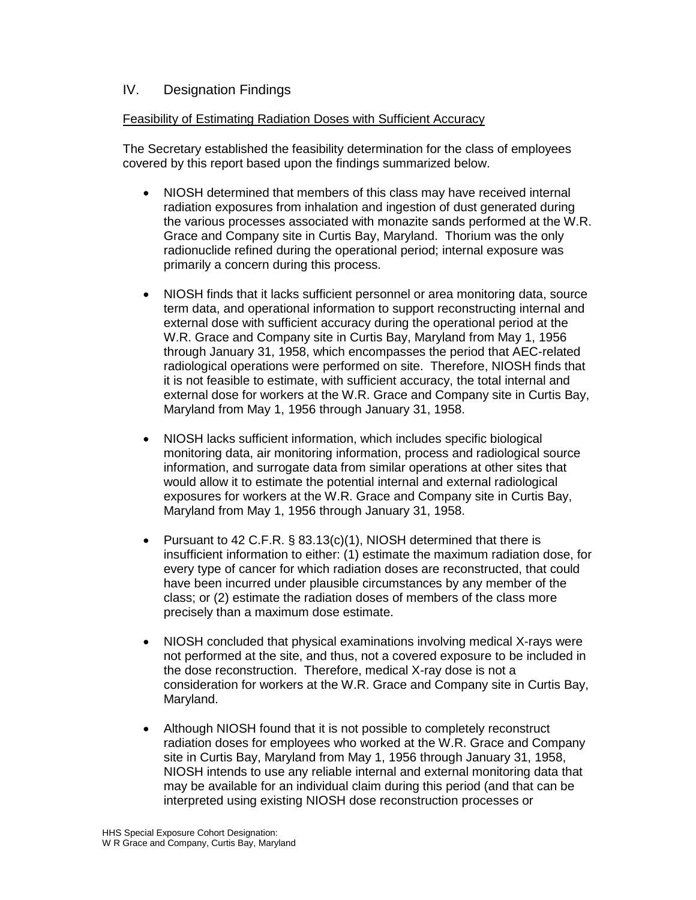## IV. Designation Findings

Feasibility of Estimating Radiation Doses with Sufficient Accuracy

The Secretary established the feasibility determination for the class of employees covered by this report based upon the findings summarized below.

- NIOSH determined that members of this class may have received internal radiation exposures from inhalation and ingestion of dust generated during the various processes associated with monazite sands performed at the W.R. Grace and Company site in Curtis Bay, Maryland. Thorium was the only radionuclide refined during the operational period; internal exposure was primarily a concern during this process.

- NIOSH finds that it lacks sufficient personnel or area monitoring data, source term data, and operational information to support reconstructing internal and external dose with sufficient accuracy during the operational period at the W.R. Grace and Company site in Curtis Bay, Maryland from May 1, 1956 through January 31, 1958, which encompasses the period that AEC-related radiological operations were performed on site. Therefore, NIOSH finds that it is not feasible to estimate, with sufficient accuracy, the total internal and external dose for workers at the W.R. Grace and Company site in Curtis Bay, Maryland from May 1, 1956 through January 31, 1958.

- NIOSH lacks sufficient information, which includes specific biological monitoring data, air monitoring information, process and radiological source information, and surrogate data from similar operations at other sites that would allow it to estimate the potential internal and external radiological exposures for workers at the W.R. Grace and Company site in Curtis Bay, Maryland from May 1, 1956 through January 31, 1958.

- Pursuant to 42 C.F.R. § 83.13(c)(1), NIOSH determined that there is insufficient information to either: (1) estimate the maximum radiation dose, for every type of cancer for which radiation doses are reconstructed, that could have been incurred under plausible circumstances by any member of the class; or (2) estimate the radiation doses of members of the class more precisely than a maximum dose estimate.

- NIOSH concluded that physical examinations involving medical X-rays were not performed at the site, and thus, not a covered exposure to be included in the dose reconstruction. Therefore, medical X-ray dose is not a consideration for workers at the W.R. Grace and Company site in Curtis Bay, Maryland.

- Although NIOSH found that it is not possible to completely reconstruct radiation doses for employees who worked at the W.R. Grace and Company site in Curtis Bay, Maryland from May 1, 1956 through January 31, 1958, NIOSH intends to use any reliable internal and external monitoring data that may be available for an individual claim during this period (and that can be interpreted using existing NIOSH dose reconstruction processes or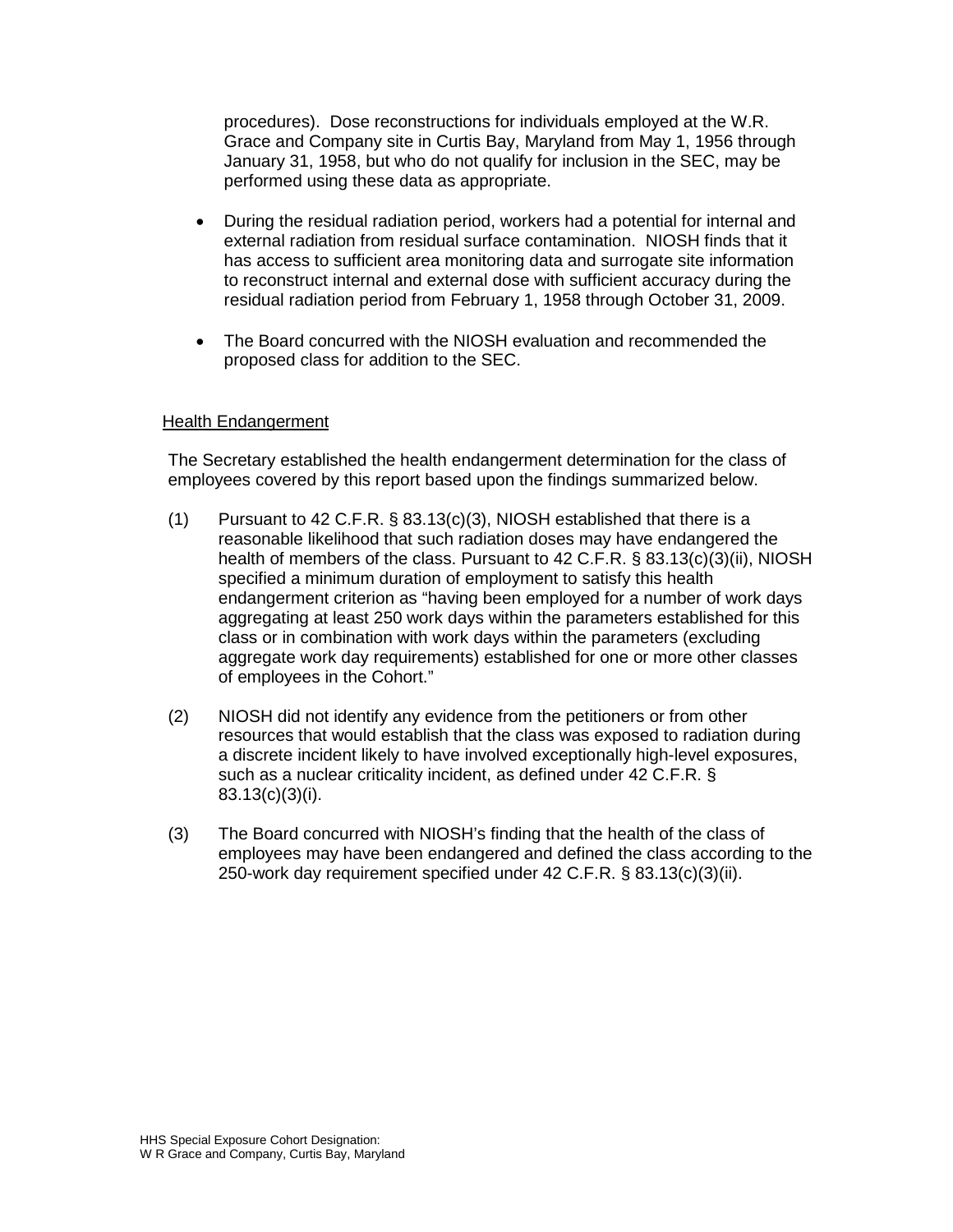procedures). Dose reconstructions for individuals employed at the W.R. Grace and Company site in Curtis Bay, Maryland from May 1, 1956 through January 31, 1958, but who do not qualify for inclusion in the SEC, may be performed using these data as appropriate.

- During the residual radiation period, workers had a potential for internal and external radiation from residual surface contamination. NIOSH finds that it has access to sufficient area monitoring data and surrogate site information to reconstruct internal and external dose with sufficient accuracy during the residual radiation period from February 1, 1958 through October 31, 2009.
- The Board concurred with the NIOSH evaluation and recommended the proposed class for addition to the SEC.

Health Endangerment

The Secretary established the health endangerment determination for the class of employees covered by this report based upon the findings summarized below.

(1) Pursuant to 42 C.F.R. § 83.13(c)(3), NIOSH established that there is a reasonable likelihood that such radiation doses may have endangered the health of members of the class. Pursuant to 42 C.F.R. § 83.13(c)(3)(ii), NIOSH specified a minimum duration of employment to satisfy this health endangerment criterion as "having been employed for a number of work days aggregating at least 250 work days within the parameters established for this class or in combination with work days within the parameters (excluding aggregate work day requirements) established for one or more other classes of employees in the Cohort."

(2) NIOSH did not identify any evidence from the petitioners or from other resources that would establish that the class was exposed to radiation during a discrete incident likely to have involved exceptionally high-level exposures, such as a nuclear criticality incident, as defined under 42 C.F.R. § 83.13(c)(3)(i).

(3) The Board concurred with NIOSH's finding that the health of the class of employees may have been endangered and defined the class according to the 250-work day requirement specified under 42 C.F.R. § 83.13(c)(3)(ii).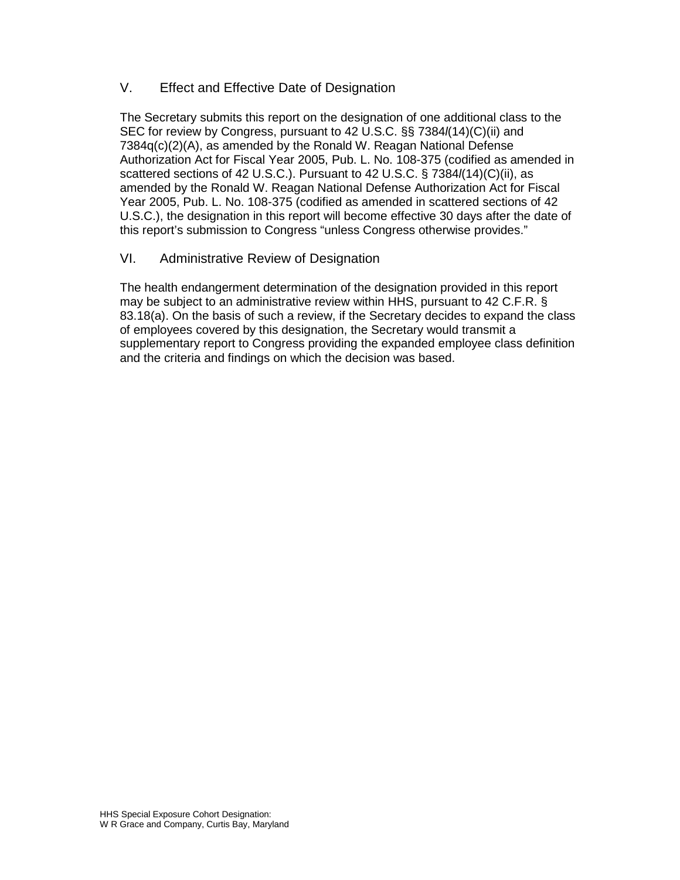## V. Effect and Effective Date of Designation

The Secretary submits this report on the designation of one additional class to the SEC for review by Congress, pursuant to 42 U.S.C. §§ 7384*l*(14)(C)(ii) and 7384q(c)(2)(A), as amended by the Ronald W. Reagan National Defense Authorization Act for Fiscal Year 2005, Pub. L. No. 108-375 (codified as amended in scattered sections of 42 U.S.C.). Pursuant to 42 U.S.C. § 7384*l*(14)(C)(ii), as amended by the Ronald W. Reagan National Defense Authorization Act for Fiscal Year 2005, Pub. L. No. 108-375 (codified as amended in scattered sections of 42 U.S.C.), the designation in this report will become effective 30 days after the date of this report's submission to Congress "unless Congress otherwise provides."

## VI. Administrative Review of Designation

The health endangerment determination of the designation provided in this report may be subject to an administrative review within HHS, pursuant to 42 C.F.R. § 83.18(a). On the basis of such a review, if the Secretary decides to expand the class of employees covered by this designation, the Secretary would transmit a supplementary report to Congress providing the expanded employee class definition and the criteria and findings on which the decision was based.